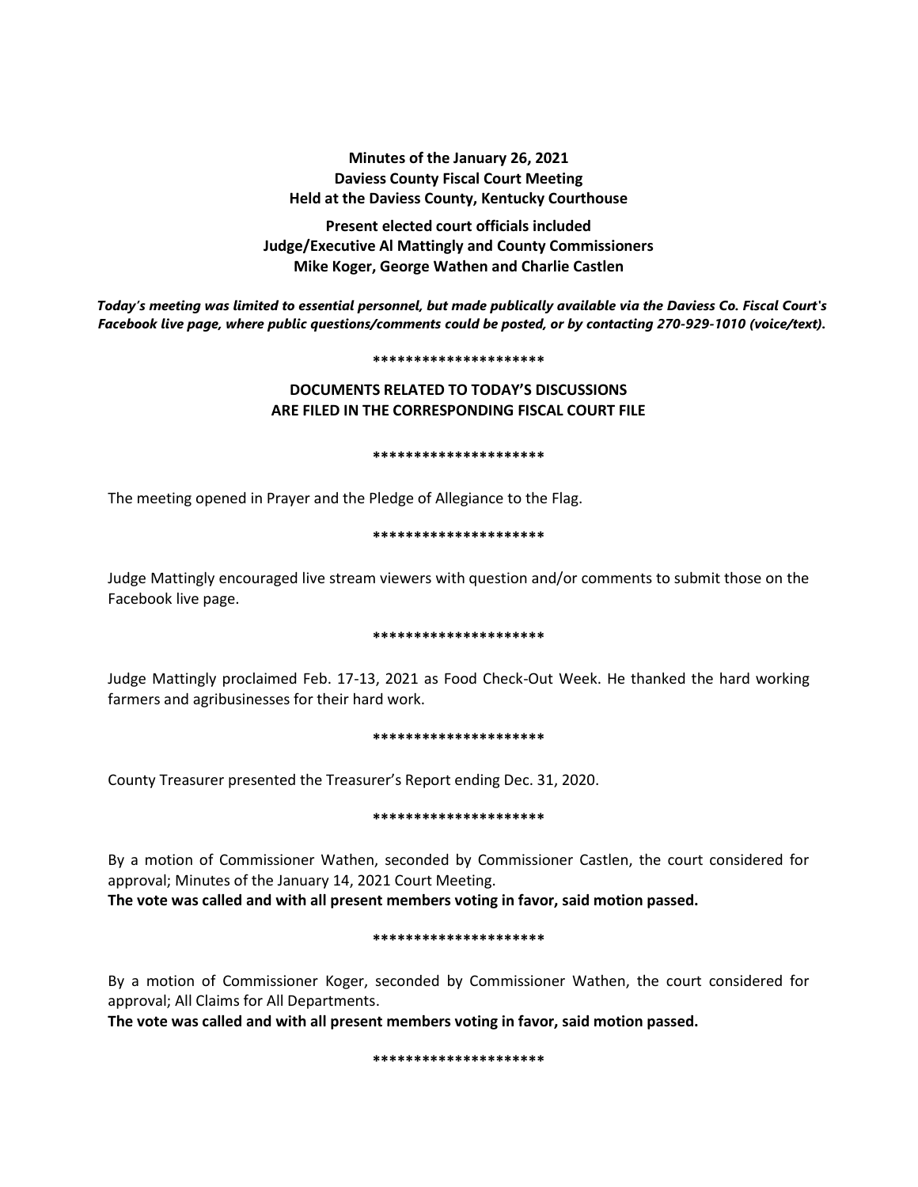**Minutes of the January 26, 2021**
**Daviess County Fiscal Court Meeting**
**Held at the Daviess County, Kentucky Courthouse**

**Present elected court officials included**
**Judge/Executive Al Mattingly and County Commissioners**
**Mike Koger, George Wathen and Charlie Castlen**

***Today's meeting was limited to essential personnel, but made publically available via the Daviess Co. Fiscal Court's Facebook live page, where public questions/comments could be posted, or by contacting 270-929-1010 (voice/text).***

**********************

**DOCUMENTS RELATED TO TODAY'S DISCUSSIONS**
**ARE FILED IN THE CORRESPONDING FISCAL COURT FILE**

**********************

The meeting opened in Prayer and the Pledge of Allegiance to the Flag.

**********************

Judge Mattingly encouraged live stream viewers with question and/or comments to submit those on the Facebook live page.

**********************

Judge Mattingly proclaimed Feb. 17-13, 2021 as Food Check-Out Week. He thanked the hard working farmers and agribusinesses for their hard work.

**********************

County Treasurer presented the Treasurer's Report ending Dec. 31, 2020.

**********************

By a motion of Commissioner Wathen, seconded by Commissioner Castlen, the court considered for approval; Minutes of the January 14, 2021 Court Meeting.
**The vote was called and with all present members voting in favor, said motion passed.**

**********************

By a motion of Commissioner Koger, seconded by Commissioner Wathen, the court considered for approval; All Claims for All Departments.
**The vote was called and with all present members voting in favor, said motion passed.**

**********************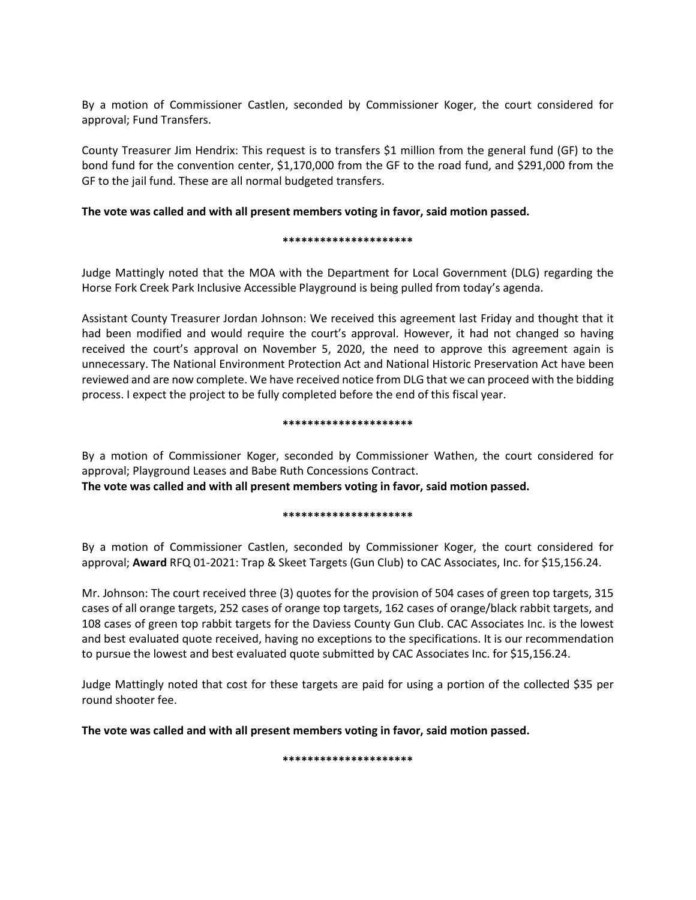By a motion of Commissioner Castlen, seconded by Commissioner Koger, the court considered for approval; Fund Transfers.

County Treasurer Jim Hendrix: This request is to transfers $1 million from the general fund (GF) to the bond fund for the convention center, $1,170,000 from the GF to the road fund, and $291,000 from the GF to the jail fund. These are all normal budgeted transfers.

**The vote was called and with all present members voting in favor, said motion passed.**

**********************

Judge Mattingly noted that the MOA with the Department for Local Government (DLG) regarding the Horse Fork Creek Park Inclusive Accessible Playground is being pulled from today's agenda.

Assistant County Treasurer Jordan Johnson: We received this agreement last Friday and thought that it had been modified and would require the court's approval. However, it had not changed so having received the court's approval on November 5, 2020, the need to approve this agreement again is unnecessary. The National Environment Protection Act and National Historic Preservation Act have been reviewed and are now complete. We have received notice from DLG that we can proceed with the bidding process. I expect the project to be fully completed before the end of this fiscal year.

**********************

By a motion of Commissioner Koger, seconded by Commissioner Wathen, the court considered for approval; Playground Leases and Babe Ruth Concessions Contract.
**The vote was called and with all present members voting in favor, said motion passed.**

**********************

By a motion of Commissioner Castlen, seconded by Commissioner Koger, the court considered for approval; **Award** RFQ 01-2021: Trap & Skeet Targets (Gun Club) to CAC Associates, Inc. for $15,156.24.

Mr. Johnson: The court received three (3) quotes for the provision of 504 cases of green top targets, 315 cases of all orange targets, 252 cases of orange top targets, 162 cases of orange/black rabbit targets, and 108 cases of green top rabbit targets for the Daviess County Gun Club. CAC Associates Inc. is the lowest and best evaluated quote received, having no exceptions to the specifications. It is our recommendation to pursue the lowest and best evaluated quote submitted by CAC Associates Inc. for $15,156.24.

Judge Mattingly noted that cost for these targets are paid for using a portion of the collected $35 per round shooter fee.

**The vote was called and with all present members voting in favor, said motion passed.**

**********************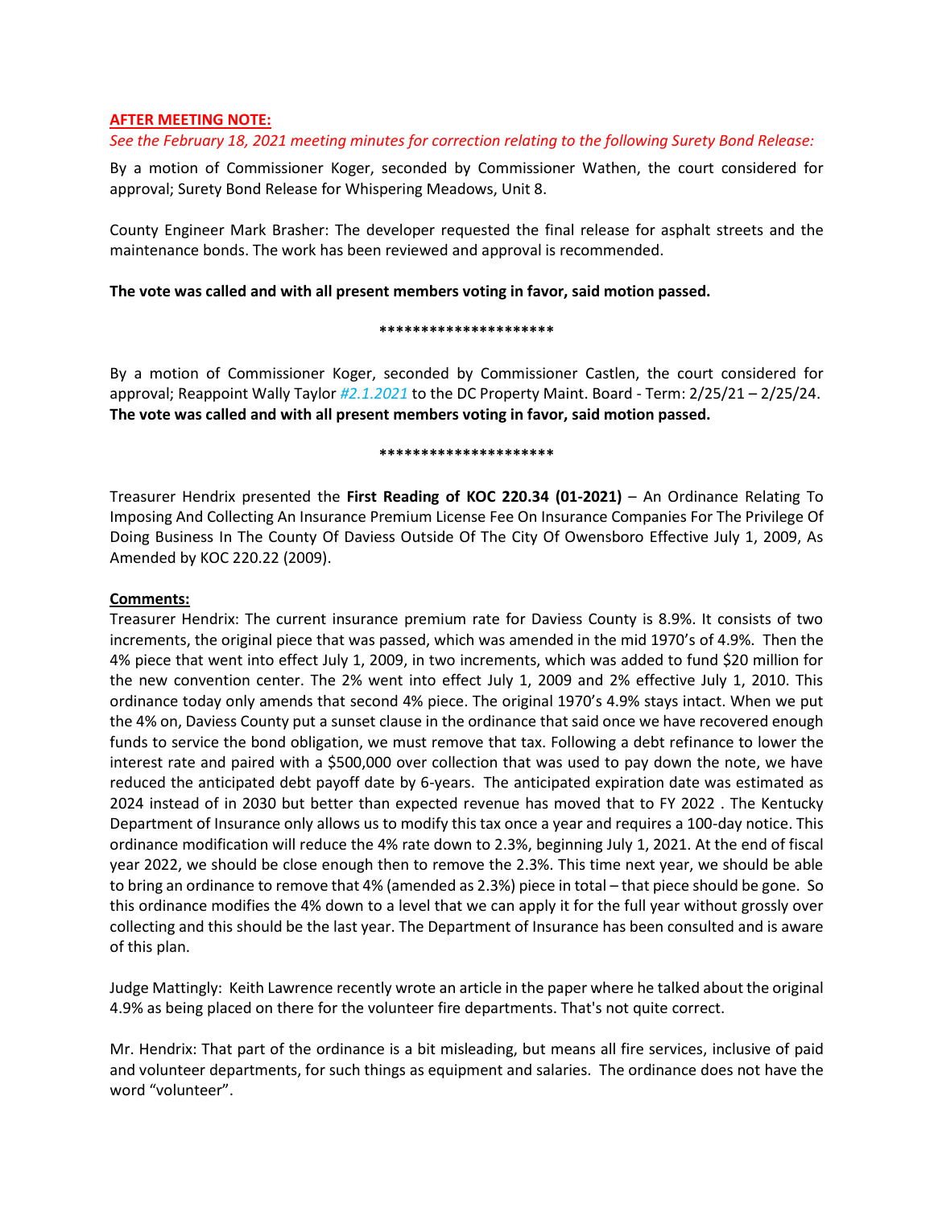**AFTER MEETING NOTE:**

*See the February 18, 2021 meeting minutes for correction relating to the following Surety Bond Release:*

By a motion of Commissioner Koger, seconded by Commissioner Wathen, the court considered for approval; Surety Bond Release for Whispering Meadows, Unit 8.

County Engineer Mark Brasher: The developer requested the final release for asphalt streets and the maintenance bonds. The work has been reviewed and approval is recommended.

**The vote was called and with all present members voting in favor, said motion passed.**

**\*\*\*\*\*\*\*\*\*\*\*\*\*\*\*\*\*\*\*\*\***

By a motion of Commissioner Koger, seconded by Commissioner Castlen, the court considered for approval; Reappoint Wally Taylor *#2.1.2021* to the DC Property Maint. Board - Term: 2/25/21 – 2/25/24.
**The vote was called and with all present members voting in favor, said motion passed.**

**\*\*\*\*\*\*\*\*\*\*\*\*\*\*\*\*\*\*\*\*\***

Treasurer Hendrix presented the **First Reading of KOC 220.34 (01-2021)** – An Ordinance Relating To Imposing And Collecting An Insurance Premium License Fee On Insurance Companies For The Privilege Of Doing Business In The County Of Daviess Outside Of The City Of Owensboro Effective July 1, 2009, As Amended by KOC 220.22 (2009).

**Comments:**

Treasurer Hendrix: The current insurance premium rate for Daviess County is 8.9%. It consists of two increments, the original piece that was passed, which was amended in the mid 1970's of 4.9%. Then the 4% piece that went into effect July 1, 2009, in two increments, which was added to fund $20 million for the new convention center. The 2% went into effect July 1, 2009 and 2% effective July 1, 2010. This ordinance today only amends that second 4% piece. The original 1970's 4.9% stays intact. When we put the 4% on, Daviess County put a sunset clause in the ordinance that said once we have recovered enough funds to service the bond obligation, we must remove that tax. Following a debt refinance to lower the interest rate and paired with a $500,000 over collection that was used to pay down the note, we have reduced the anticipated debt payoff date by 6-years. The anticipated expiration date was estimated as 2024 instead of in 2030 but better than expected revenue has moved that to FY 2022 . The Kentucky Department of Insurance only allows us to modify this tax once a year and requires a 100-day notice. This ordinance modification will reduce the 4% rate down to 2.3%, beginning July 1, 2021. At the end of fiscal year 2022, we should be close enough then to remove the 2.3%. This time next year, we should be able to bring an ordinance to remove that 4% (amended as 2.3%) piece in total – that piece should be gone. So this ordinance modifies the 4% down to a level that we can apply it for the full year without grossly over collecting and this should be the last year. The Department of Insurance has been consulted and is aware of this plan.

Judge Mattingly: Keith Lawrence recently wrote an article in the paper where he talked about the original 4.9% as being placed on there for the volunteer fire departments. That's not quite correct.

Mr. Hendrix: That part of the ordinance is a bit misleading, but means all fire services, inclusive of paid and volunteer departments, for such things as equipment and salaries. The ordinance does not have the word "volunteer".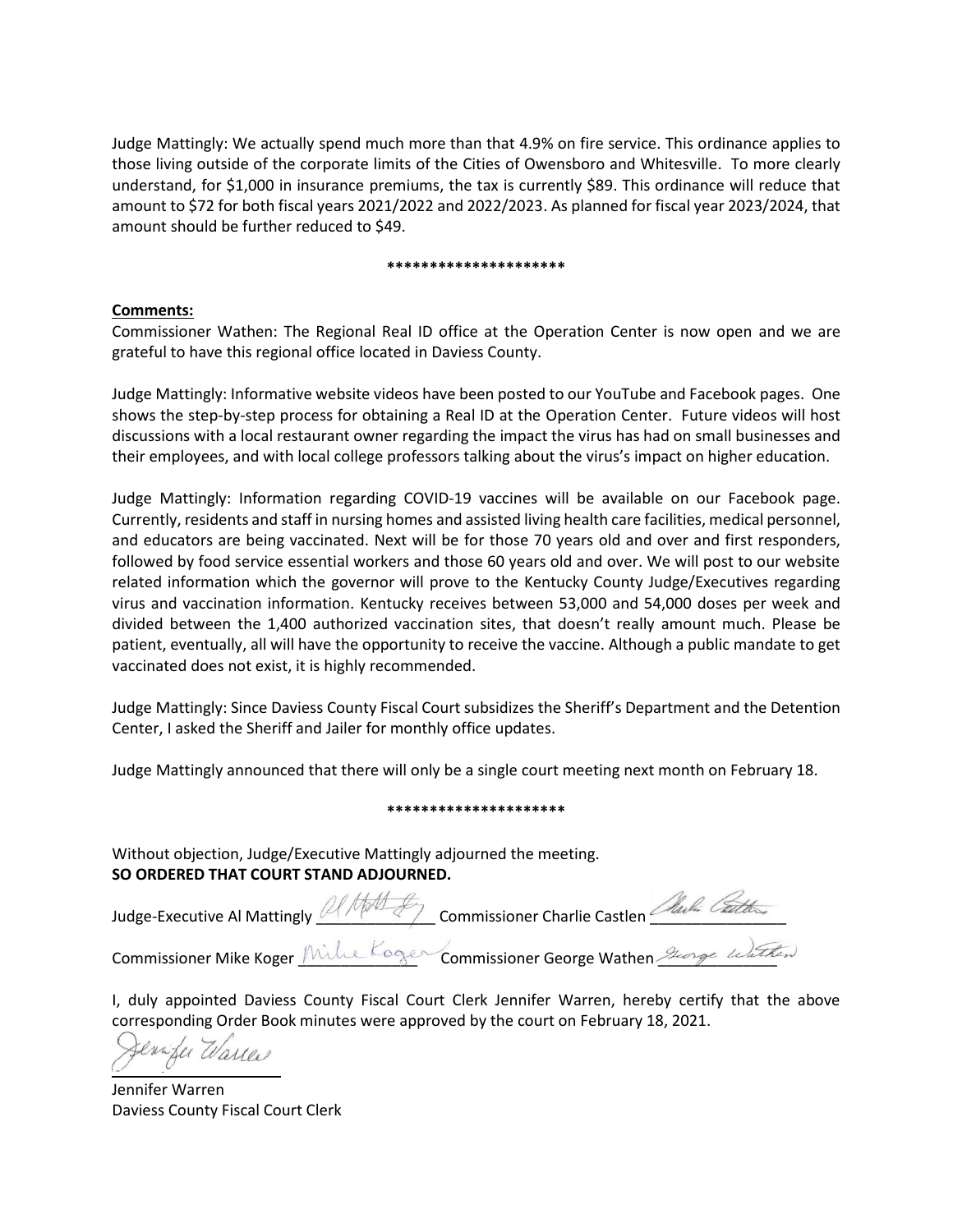Judge Mattingly: We actually spend much more than that 4.9% on fire service. This ordinance applies to those living outside of the corporate limits of the Cities of Owensboro and Whitesville. To more clearly understand, for $1,000 in insurance premiums, the tax is currently $89. This ordinance will reduce that amount to $72 for both fiscal years 2021/2022 and 2022/2023. As planned for fiscal year 2023/2024, that amount should be further reduced to $49.

*********************

**Comments:**

Commissioner Wathen: The Regional Real ID office at the Operation Center is now open and we are grateful to have this regional office located in Daviess County.

Judge Mattingly: Informative website videos have been posted to our YouTube and Facebook pages. One shows the step-by-step process for obtaining a Real ID at the Operation Center. Future videos will host discussions with a local restaurant owner regarding the impact the virus has had on small businesses and their employees, and with local college professors talking about the virus's impact on higher education.

Judge Mattingly: Information regarding COVID-19 vaccines will be available on our Facebook page. Currently, residents and staff in nursing homes and assisted living health care facilities, medical personnel, and educators are being vaccinated. Next will be for those 70 years old and over and first responders, followed by food service essential workers and those 60 years old and over. We will post to our website related information which the governor will prove to the Kentucky County Judge/Executives regarding virus and vaccination information. Kentucky receives between 53,000 and 54,000 doses per week and divided between the 1,400 authorized vaccination sites, that doesn't really amount much. Please be patient, eventually, all will have the opportunity to receive the vaccine. Although a public mandate to get vaccinated does not exist, it is highly recommended.

Judge Mattingly: Since Daviess County Fiscal Court subsidizes the Sheriff's Department and the Detention Center, I asked the Sheriff and Jailer for monthly office updates.

Judge Mattingly announced that there will only be a single court meeting next month on February 18.

*********************

Without objection, Judge/Executive Mattingly adjourned the meeting.
**SO ORDERED THAT COURT STAND ADJOURNED.**

Judge-Executive Al Mattingly _Al Mattingly_ Commissioner Charlie Castlen _Charlie Castlen_

Commissioner Mike Koger _Mike Koger_ Commissioner George Wathen _George Wathen_

I, duly appointed Daviess County Fiscal Court Clerk Jennifer Warren, hereby certify that the above corresponding Order Book minutes were approved by the court on February 18, 2021.

_Jennifer Warren_

Jennifer Warren
Daviess County Fiscal Court Clerk